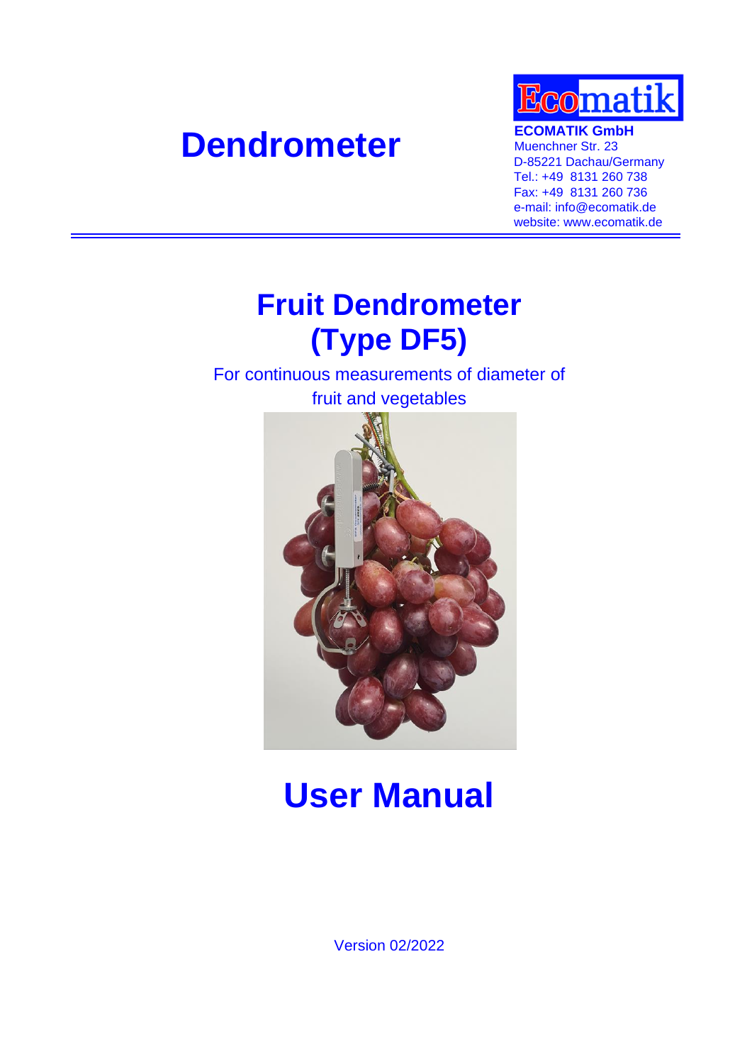# Dendrometer

Ecomatik

**ECOMATIK GmbH**
Muenchner Str. 23
D-85221 Dachau/Germany
Tel.: +49 8131 260 738
Fax: +49 8131 260 736
e-mail: info@ecomatik.de
website: www.ecomatik.de

# Fruit Dendrometer (Type DF5)

For continuous measurements of diameter of fruit and vegetables

# User Manual

Version 02/2022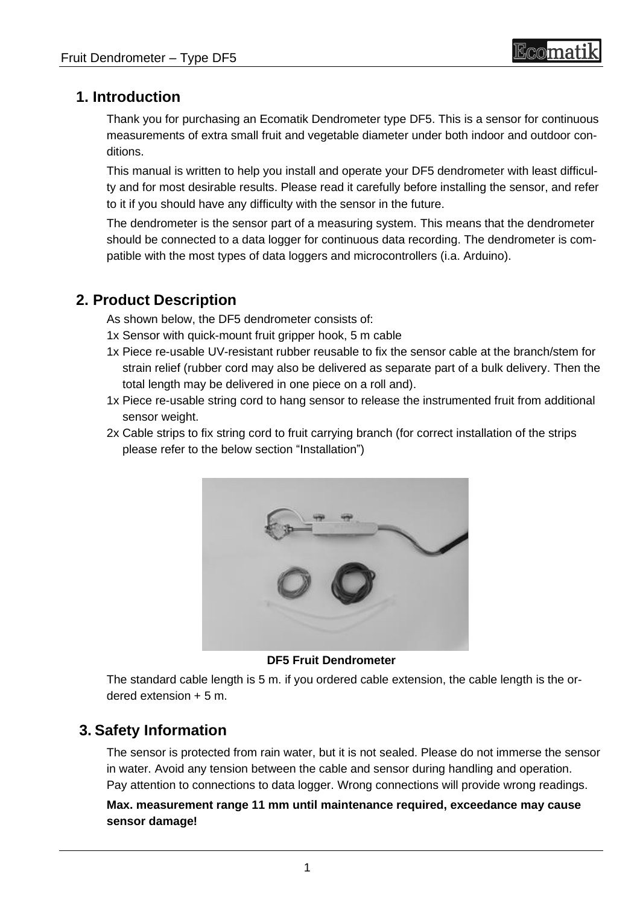## 1. Introduction

Thank you for purchasing an Ecomatik Dendrometer type DF5. This is a sensor for continuous measurements of extra small fruit and vegetable diameter under both indoor and outdoor conditions.

This manual is written to help you install and operate your DF5 dendrometer with least difficulty and for most desirable results. Please read it carefully before installing the sensor, and refer to it if you should have any difficulty with the sensor in the future.

The dendrometer is the sensor part of a measuring system. This means that the dendrometer should be connected to a data logger for continuous data recording. The dendrometer is compatible with the most types of data loggers and microcontrollers (i.a. Arduino).

## 2. Product Description

As shown below, the DF5 dendrometer consists of:

1x Sensor with quick-mount fruit gripper hook, 5 m cable

1x Piece re-usable UV-resistant rubber reusable to fix the sensor cable at the branch/stem for strain relief (rubber cord may also be delivered as separate part of a bulk delivery. Then the total length may be delivered in one piece on a roll and).

1x Piece re-usable string cord to hang sensor to release the instrumented fruit from additional sensor weight.

2x Cable strips to fix string cord to fruit carrying branch (for correct installation of the strips please refer to the below section "Installation")

**DF5 Fruit Dendrometer**

The standard cable length is 5 m. if you ordered cable extension, the cable length is the ordered extension + 5 m.

## 3. Safety Information

The sensor is protected from rain water, but it is not sealed. Please do not immerse the sensor in water. Avoid any tension between the cable and sensor during handling and operation. Pay attention to connections to data logger. Wrong connections will provide wrong readings.

**Max. measurement range 11 mm until maintenance required, exceedance may cause sensor damage!**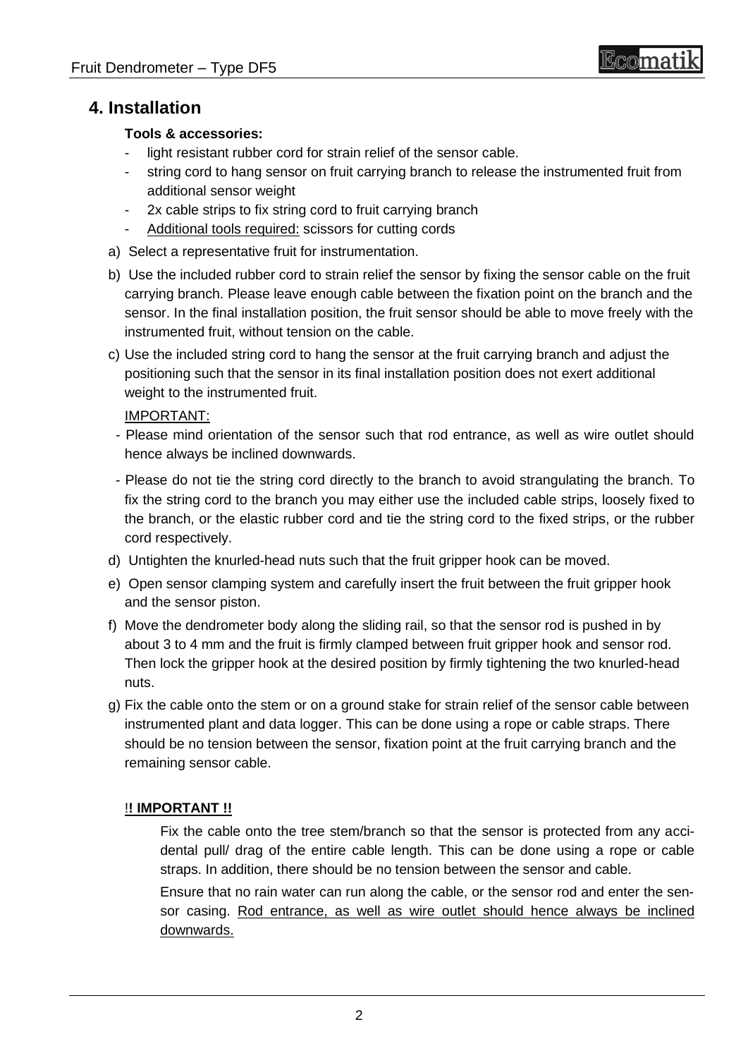## 4. Installation

**Tools & accessories:**

- light resistant rubber cord for strain relief of the sensor cable.
- string cord to hang sensor on fruit carrying branch to release the instrumented fruit from additional sensor weight
- 2x cable strips to fix string cord to fruit carrying branch
- Additional tools required: scissors for cutting cords

a) Select a representative fruit for instrumentation.

b) Use the included rubber cord to strain relief the sensor by fixing the sensor cable on the fruit carrying branch. Please leave enough cable between the fixation point on the branch and the sensor. In the final installation position, the fruit sensor should be able to move freely with the instrumented fruit, without tension on the cable.

c) Use the included string cord to hang the sensor at the fruit carrying branch and adjust the positioning such that the sensor in its final installation position does not exert additional weight to the instrumented fruit.

IMPORTANT:

- Please mind orientation of the sensor such that rod entrance, as well as wire outlet should hence always be inclined downwards.
- Please do not tie the string cord directly to the branch to avoid strangulating the branch. To fix the string cord to the branch you may either use the included cable strips, loosely fixed to the branch, or the elastic rubber cord and tie the string cord to the fixed strips, or the rubber cord respectively.

d) Untighten the knurled-head nuts such that the fruit gripper hook can be moved.

e) Open sensor clamping system and carefully insert the fruit between the fruit gripper hook and the sensor piston.

f) Move the dendrometer body along the sliding rail, so that the sensor rod is pushed in by about 3 to 4 mm and the fruit is firmly clamped between fruit gripper hook and sensor rod. Then lock the gripper hook at the desired position by firmly tightening the two knurled-head nuts.

g) Fix the cable onto the stem or on a ground stake for strain relief of the sensor cable between instrumented plant and data logger. This can be done using a rope or cable straps. There should be no tension between the sensor, fixation point at the fruit carrying branch and the remaining sensor cable.

**!! IMPORTANT !!**

Fix the cable onto the tree stem/branch so that the sensor is protected from any accidental pull/ drag of the entire cable length. This can be done using a rope or cable straps. In addition, there should be no tension between the sensor and cable.

Ensure that no rain water can run along the cable, or the sensor rod and enter the sensor casing. Rod entrance, as well as wire outlet should hence always be inclined downwards.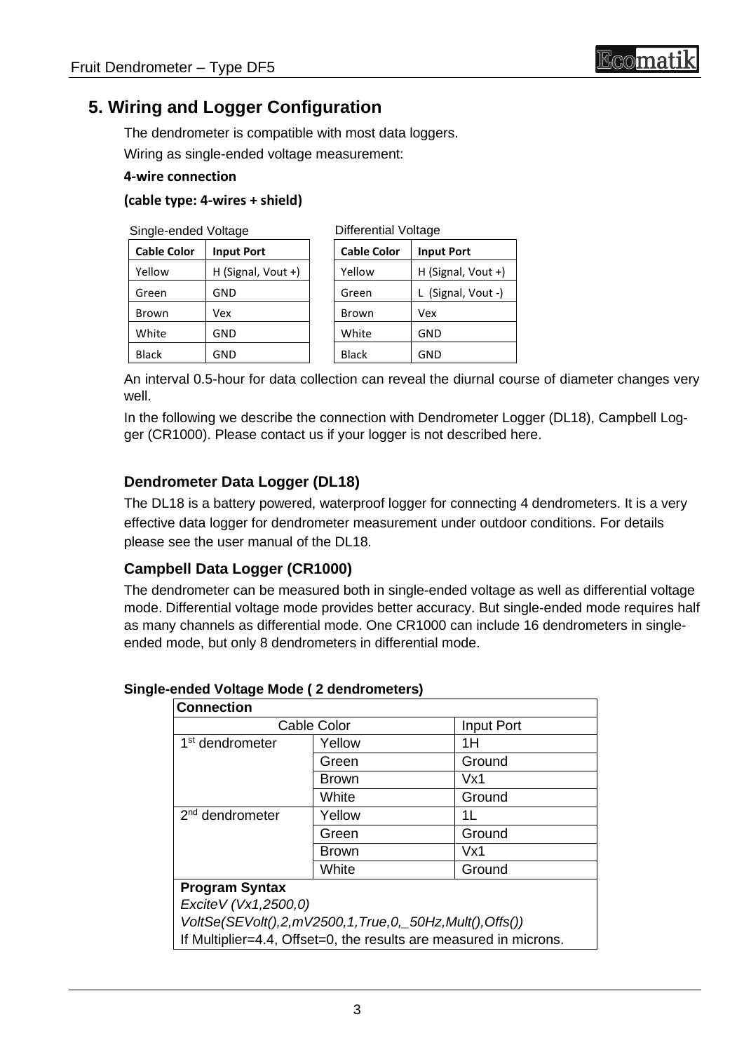## 5. Wiring and Logger Configuration

The dendrometer is compatible with most data loggers.

Wiring as single-ended voltage measurement:

**4-wire connection**

**(cable type: 4-wires + shield)**

Single-ended Voltage

| Cable Color | Input Port |
|---|---|
| Yellow | H (Signal, Vout +) |
| Green | GND |
| Brown | Vex |
| White | GND |
| Black | GND |

Differential Voltage

| Cable Color | Input Port |
|---|---|
| Yellow | H (Signal, Vout +) |
| Green | L (Signal, Vout -) |
| Brown | Vex |
| White | GND |
| Black | GND |

An interval 0.5-hour for data collection can reveal the diurnal course of diameter changes very well.

In the following we describe the connection with Dendrometer Logger (DL18), Campbell Logger (CR1000). Please contact us if your logger is not described here.

### Dendrometer Data Logger (DL18)

The DL18 is a battery powered, waterproof logger for connecting 4 dendrometers. It is a very effective data logger for dendrometer measurement under outdoor conditions. For details please see the user manual of the DL18.

### Campbell Data Logger (CR1000)

The dendrometer can be measured both in single-ended voltage as well as differential voltage mode. Differential voltage mode provides better accuracy. But single-ended mode requires half as many channels as differential mode. One CR1000 can include 16 dendrometers in single-ended mode, but only 8 dendrometers in differential mode.

**Single-ended Voltage Mode ( 2 dendrometers)**

| **Connection** | | |
|---|---|---|
| Cable Color | | Input Port |
| 1st dendrometer | Yellow | 1H |
| | Green | Ground |
| | Brown | Vx1 |
| | White | Ground |
| 2nd dendrometer | Yellow | 1L |
| | Green | Ground |
| | Brown | Vx1 |
| | White | Ground |

**Program Syntax**

*ExciteV (Vx1,2500,0)*

*VoltSe(SEVolt(),2,mV2500,1,True,0,_50Hz,Mult(),Offs())*

If Multiplier=4.4, Offset=0, the results are measured in microns.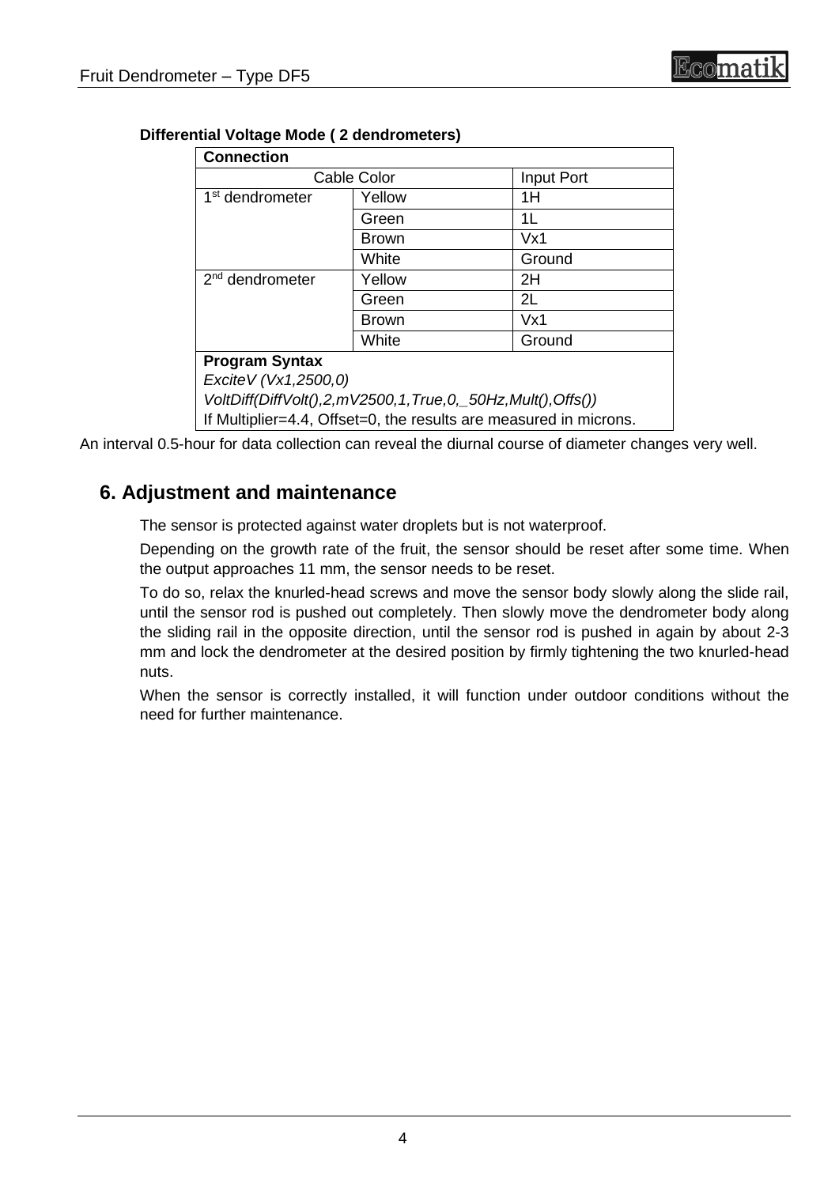**Differential Voltage Mode ( 2 dendrometers)**

| Connection | | |
|---|---|---|
| Cable Color | | Input Port |
| 1st dendrometer | Yellow | 1H |
| | Green | 1L |
| | Brown | Vx1 |
| | White | Ground |
| 2nd dendrometer | Yellow | 2H |
| | Green | 2L |
| | Brown | Vx1 |
| | White | Ground |
| **Program Syntax**<br>*ExciteV (Vx1,2500,0)*<br>*VoltDiff(DiffVolt(),2,mV2500,1,True,0,_50Hz,Mult(),Offs())*<br>If Multiplier=4.4, Offset=0, the results are measured in microns. | | |

An interval 0.5-hour for data collection can reveal the diurnal course of diameter changes very well.

## 6. Adjustment and maintenance

The sensor is protected against water droplets but is not waterproof.

Depending on the growth rate of the fruit, the sensor should be reset after some time. When the output approaches 11 mm, the sensor needs to be reset.

To do so, relax the knurled-head screws and move the sensor body slowly along the slide rail, until the sensor rod is pushed out completely. Then slowly move the dendrometer body along the sliding rail in the opposite direction, until the sensor rod is pushed in again by about 2-3 mm and lock the dendrometer at the desired position by firmly tightening the two knurled-head nuts.

When the sensor is correctly installed, it will function under outdoor conditions without the need for further maintenance.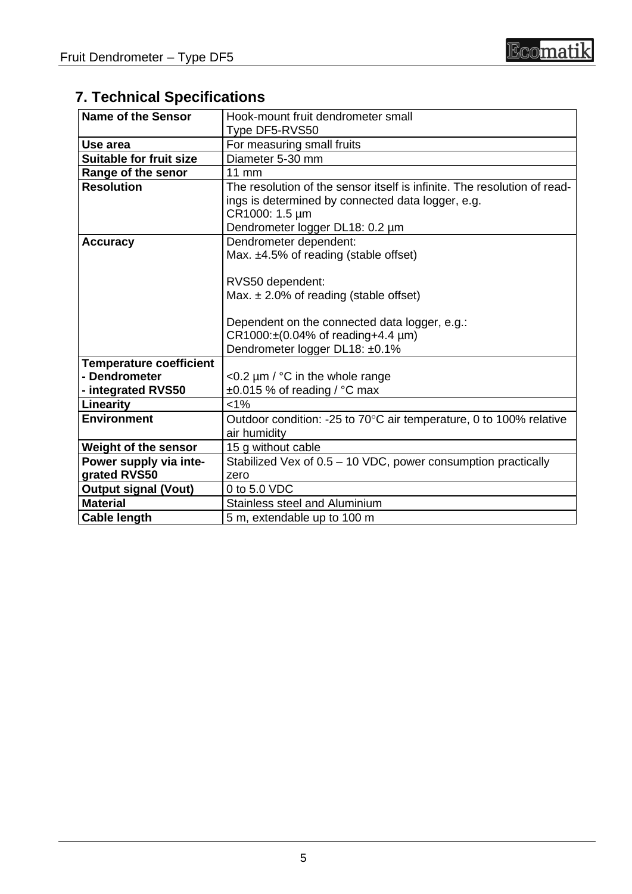## 7. Technical Specifications

| | |
|---|---|
| **Name of the Sensor** | Hook-mount fruit dendrometer small<br>Type DF5-RVS50 |
| **Use area** | For measuring small fruits |
| **Suitable for fruit size** | Diameter 5-30 mm |
| **Range of the senor** | 11 mm |
| **Resolution** | The resolution of the sensor itself is infinite. The resolution of readings is determined by connected data logger, e.g.<br>CR1000: 1.5 µm<br>Dendrometer logger DL18: 0.2 µm |
| **Accuracy** | Dendrometer dependent:<br>Max. ±4.5% of reading (stable offset)<br><br>RVS50 dependent:<br>Max. ± 2.0% of reading (stable offset)<br><br>Dependent on the connected data logger, e.g.:<br>CR1000:±(0.04% of reading+4.4 µm)<br>Dendrometer logger DL18: ±0.1% |
| **Temperature coefficient**<br>**- Dendrometer**<br>**- integrated RVS50** | <br><0.2 µm / °C in the whole range<br>±0.015 % of reading / °C max |
| **Linearity** | <1% |
| **Environment** | Outdoor condition: -25 to 70°C air temperature, 0 to 100% relative air humidity |
| **Weight of the sensor** | 15 g without cable |
| **Power supply via integrated RVS50** | Stabilized Vex of 0.5 – 10 VDC, power consumption practically zero |
| **Output signal (Vout)** | 0 to 5.0 VDC |
| **Material** | Stainless steel and Aluminium |
| **Cable length** | 5 m, extendable up to 100 m |